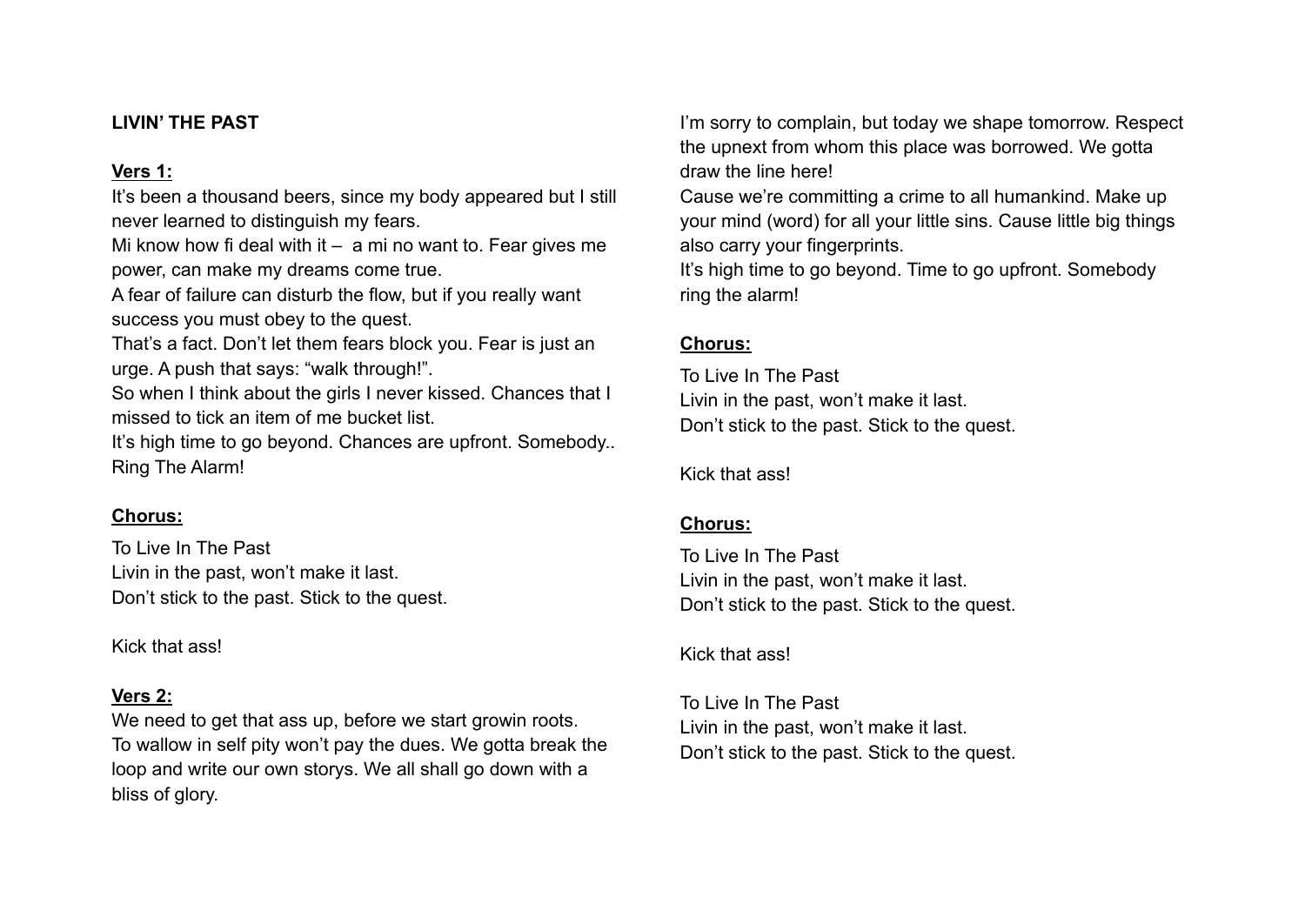**LIVIN' THE PAST**

**Vers 1:**

It's been a thousand beers, since my body appeared but I still never learned to distinguish my fears.
Mi know how fi deal with it – a mi no want to. Fear gives me power, can make my dreams come true.
A fear of failure can disturb the flow, but if you really want success you must obey to the quest.
That's a fact. Don't let them fears block you. Fear is just an urge. A push that says: "walk through!".
So when I think about the girls I never kissed. Chances that I missed to tick an item of me bucket list.
It's high time to go beyond. Chances are upfront. Somebody.. Ring The Alarm!

**Chorus:**

To Live In The Past
Livin in the past, won't make it last.
Don't stick to the past. Stick to the quest.

Kick that ass!

**Vers 2:**

We need to get that ass up, before we start growin roots.
To wallow in self pity won't pay the dues. We gotta break the loop and write our own storys. We all shall go down with a bliss of glory.
I'm sorry to complain, but today we shape tomorrow. Respect the upnext from whom this place was borrowed. We gotta draw the line here!
Cause we're committing a crime to all humankind. Make up your mind (word) for all your little sins. Cause little big things also carry your fingerprints.
It's high time to go beyond. Time to go upfront. Somebody ring the alarm!

**Chorus:**

To Live In The Past
Livin in the past, won't make it last.
Don't stick to the past. Stick to the quest.

Kick that ass!

**Chorus:**

To Live In The Past
Livin in the past, won't make it last.
Don't stick to the past. Stick to the quest.

Kick that ass!

To Live In The Past
Livin in the past, won't make it last.
Don't stick to the past. Stick to the quest.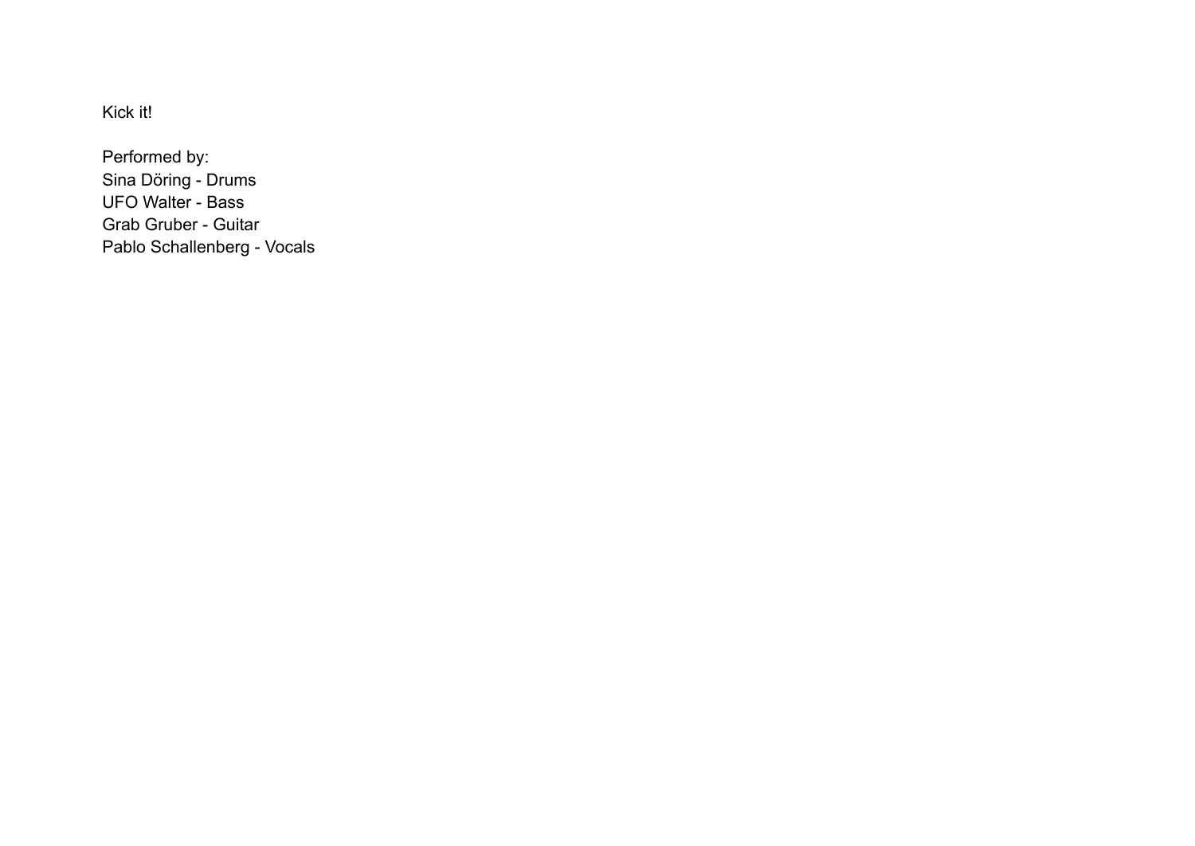Kick it!

Performed by:
Sina Döring - Drums
UFO Walter - Bass
Grab Gruber - Guitar
Pablo Schallenberg - Vocals